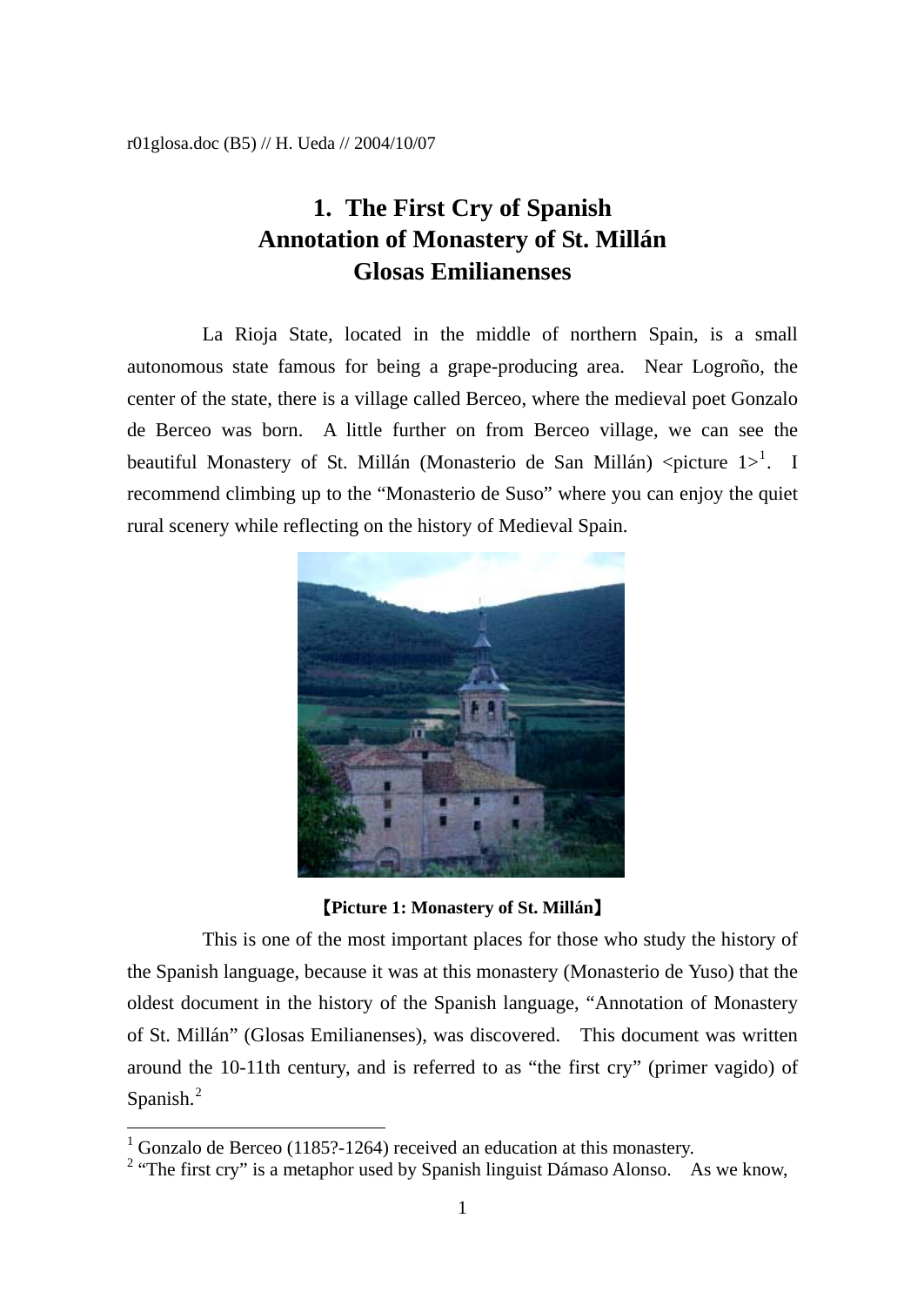r01glosa.doc (B5) // H. Ueda // 2004/10/07

# 1. The First Cry of Spanish
# Annotation of Monastery of St. Millán
# Glosas Emilianenses

La Rioja State, located in the middle of northern Spain, is a small autonomous state famous for being a grape-producing area. Near Logroño, the center of the state, there is a village called Berceo, where the medieval poet Gonzalo de Berceo was born. A little further on from Berceo village, we can see the beautiful Monastery of St. Millán (Monasterio de San Millán) <picture 1>[1]. I recommend climbing up to the "Monasterio de Suso" where you can enjoy the quiet rural scenery while reflecting on the history of Medieval Spain.

**【Picture 1: Monastery of St. Millán】**

This is one of the most important places for those who study the history of the Spanish language, because it was at this monastery (Monasterio de Yuso) that the oldest document in the history of the Spanish language, "Annotation of Monastery of St. Millán" (Glosas Emilianenses), was discovered. This document was written around the 10-11th century, and is referred to as "the first cry" (primer vagido) of Spanish.[2]

---

[1] Gonzalo de Berceo (1185?-1264) received an education at this monastery.

[2] "The first cry" is a metaphor used by Spanish linguist Dámaso Alonso. As we know,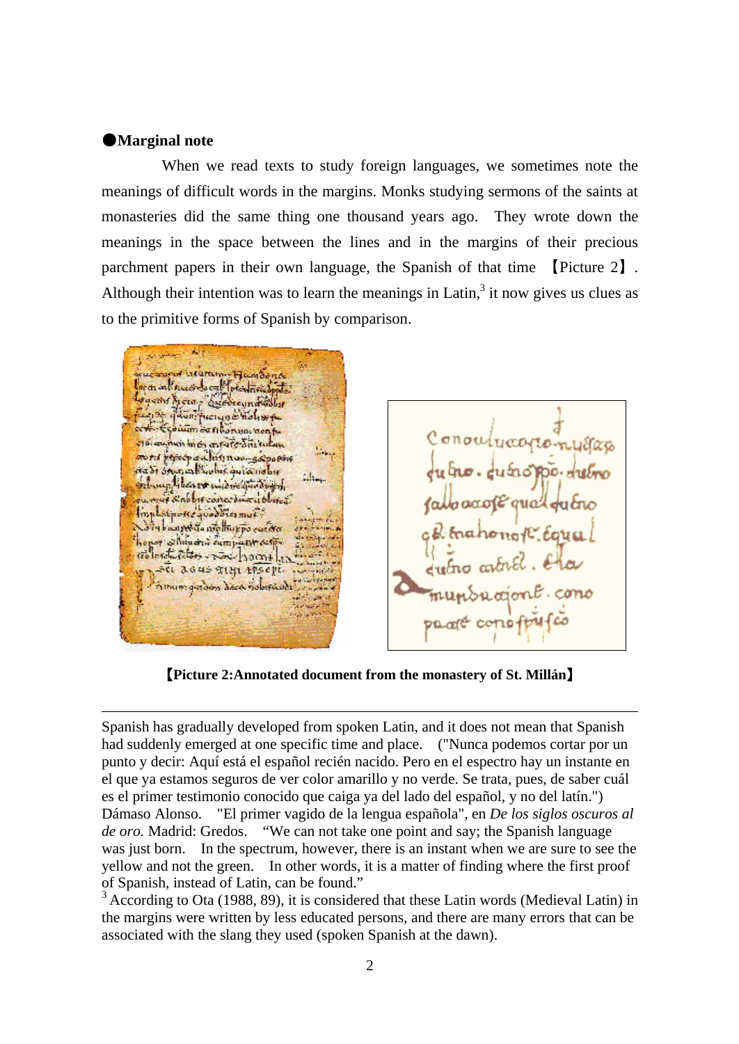## ●Marginal note

When we read texts to study foreign languages, we sometimes note the meanings of difficult words in the margins. Monks studying sermons of the saints at monasteries did the same thing one thousand years ago. They wrote down the meanings in the space between the lines and in the margins of their precious parchment papers in their own language, the Spanish of that time 【Picture 2】. Although their intention was to learn the meanings in Latin,[3] it now gives us clues as to the primitive forms of Spanish by comparison.

**【Picture 2:Annotated document from the monastery of St. Millán】**

---

Spanish has gradually developed from spoken Latin, and it does not mean that Spanish had suddenly emerged at one specific time and place. ("Nunca podemos cortar por un punto y decir: Aquí está el español recién nacido. Pero en el espectro hay un instante en el que ya estamos seguros de ver color amarillo y no verde. Se trata, pues, de saber cuál es el primer testimonio conocido que caiga ya del lado del español, y no del latín.") Dámaso Alonso. "El primer vagido de la lengua española", en *De los siglos oscuros al de oro*. Madrid: Gredos. "We can not take one point and say; the Spanish language was just born. In the spectrum, however, there is an instant when we are sure to see the yellow and not the green. In other words, it is a matter of finding where the first proof of Spanish, instead of Latin, can be found."

[3] According to Ota (1988, 89), it is considered that these Latin words (Medieval Latin) in the margins were written by less educated persons, and there are many errors that can be associated with the slang they used (spoken Spanish at the dawn).